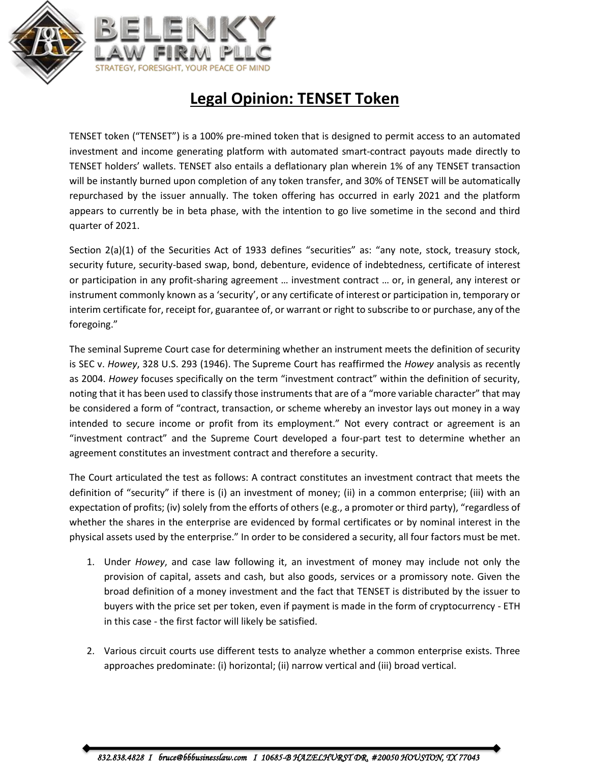# Legal Opinion: TENSET Token

TENSET token ("TENSET") is a 100% pre-mined token that is designed to permit access to an automated investment and income generating platform with automated smart-contract payouts made directly to TENSET holders' wallets. TENSET also entails a deflationary plan wherein 1% of any TENSET transaction will be instantly burned upon completion of any token transfer, and 30% of TENSET will be automatically repurchased by the issuer annually. The token offering has occurred in early 2021 and the platform appears to currently be in beta phase, with the intention to go live sometime in the second and third quarter of 2021.

Section 2(a)(1) of the Securities Act of 1933 defines "securities" as: "any note, stock, treasury stock, security future, security-based swap, bond, debenture, evidence of indebtedness, certificate of interest or participation in any profit-sharing agreement … investment contract … or, in general, any interest or instrument commonly known as a 'security', or any certificate of interest or participation in, temporary or interim certificate for, receipt for, guarantee of, or warrant or right to subscribe to or purchase, any of the foregoing."

The seminal Supreme Court case for determining whether an instrument meets the definition of security is SEC v. *Howey*, 328 U.S. 293 (1946). The Supreme Court has reaffirmed the *Howey* analysis as recently as 2004. *Howey* focuses specifically on the term "investment contract" within the definition of security, noting that it has been used to classify those instruments that are of a "more variable character" that may be considered a form of "contract, transaction, or scheme whereby an investor lays out money in a way intended to secure income or profit from its employment." Not every contract or agreement is an "investment contract" and the Supreme Court developed a four-part test to determine whether an agreement constitutes an investment contract and therefore a security.

The Court articulated the test as follows: A contract constitutes an investment contract that meets the definition of "security" if there is (i) an investment of money; (ii) in a common enterprise; (iii) with an expectation of profits; (iv) solely from the efforts of others (e.g., a promoter or third party), "regardless of whether the shares in the enterprise are evidenced by formal certificates or by nominal interest in the physical assets used by the enterprise." In order to be considered a security, all four factors must be met.

1. Under *Howey*, and case law following it, an investment of money may include not only the provision of capital, assets and cash, but also goods, services or a promissory note. Given the broad definition of a money investment and the fact that TENSET is distributed by the issuer to buyers with the price set per token, even if payment is made in the form of cryptocurrency - ETH in this case - the first factor will likely be satisfied.

2. Various circuit courts use different tests to analyze whether a common enterprise exists. Three approaches predominate: (i) horizontal; (ii) narrow vertical and (iii) broad vertical.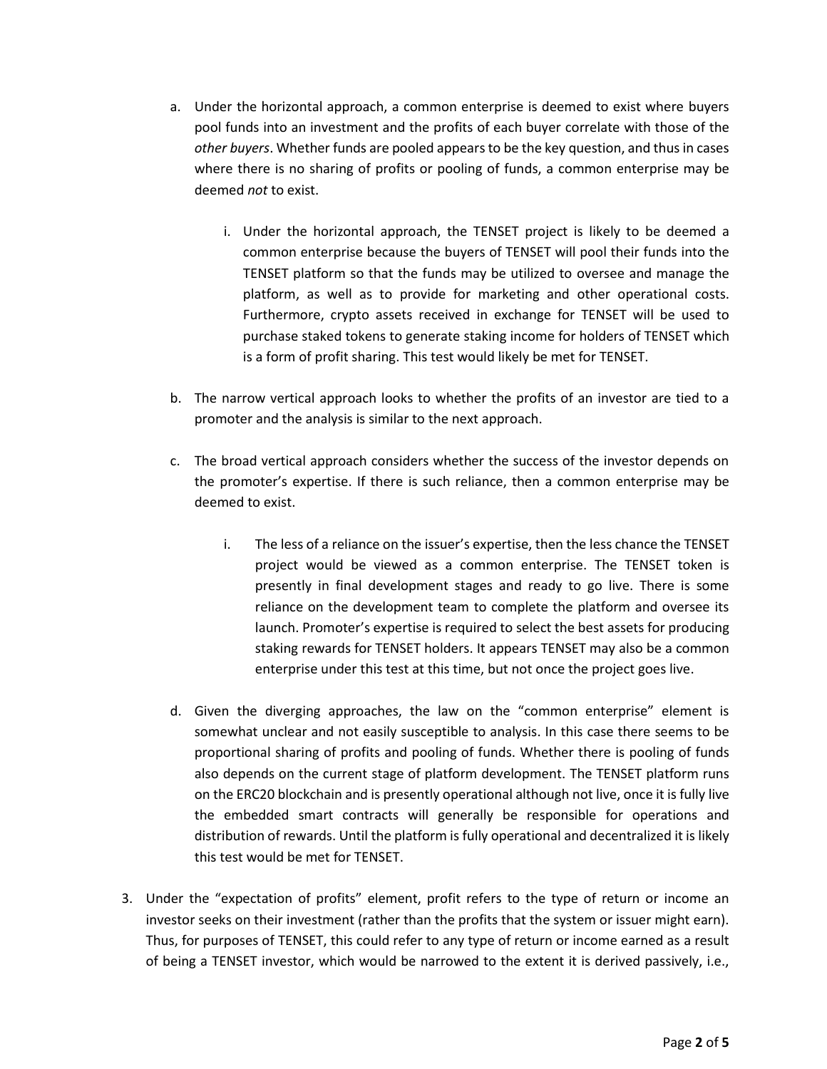a. Under the horizontal approach, a common enterprise is deemed to exist where buyers pool funds into an investment and the profits of each buyer correlate with those of the *other buyers*. Whether funds are pooled appears to be the key question, and thus in cases where there is no sharing of profits or pooling of funds, a common enterprise may be deemed *not* to exist.

   i. Under the horizontal approach, the TENSET project is likely to be deemed a common enterprise because the buyers of TENSET will pool their funds into the TENSET platform so that the funds may be utilized to oversee and manage the platform, as well as to provide for marketing and other operational costs. Furthermore, crypto assets received in exchange for TENSET will be used to purchase staked tokens to generate staking income for holders of TENSET which is a form of profit sharing. This test would likely be met for TENSET.

b. The narrow vertical approach looks to whether the profits of an investor are tied to a promoter and the analysis is similar to the next approach.

c. The broad vertical approach considers whether the success of the investor depends on the promoter's expertise. If there is such reliance, then a common enterprise may be deemed to exist.

   i. The less of a reliance on the issuer's expertise, then the less chance the TENSET project would be viewed as a common enterprise. The TENSET token is presently in final development stages and ready to go live. There is some reliance on the development team to complete the platform and oversee its launch. Promoter's expertise is required to select the best assets for producing staking rewards for TENSET holders. It appears TENSET may also be a common enterprise under this test at this time, but not once the project goes live.

d. Given the diverging approaches, the law on the "common enterprise" element is somewhat unclear and not easily susceptible to analysis. In this case there seems to be proportional sharing of profits and pooling of funds. Whether there is pooling of funds also depends on the current stage of platform development. The TENSET platform runs on the ERC20 blockchain and is presently operational although not live, once it is fully live the embedded smart contracts will generally be responsible for operations and distribution of rewards. Until the platform is fully operational and decentralized it is likely this test would be met for TENSET.

3. Under the "expectation of profits" element, profit refers to the type of return or income an investor seeks on their investment (rather than the profits that the system or issuer might earn). Thus, for purposes of TENSET, this could refer to any type of return or income earned as a result of being a TENSET investor, which would be narrowed to the extent it is derived passively, i.e.,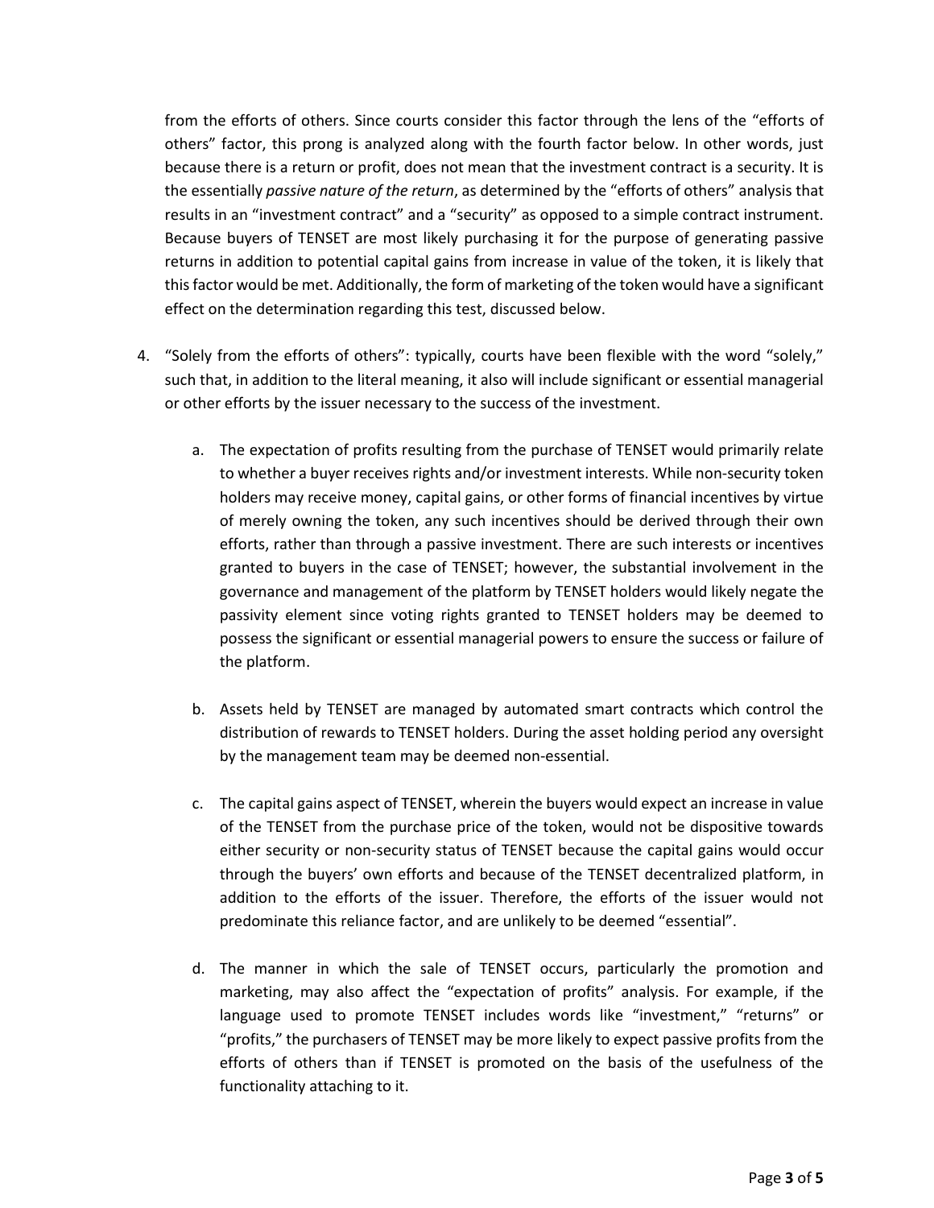from the efforts of others. Since courts consider this factor through the lens of the "efforts of others" factor, this prong is analyzed along with the fourth factor below. In other words, just because there is a return or profit, does not mean that the investment contract is a security. It is the essentially *passive nature of the return*, as determined by the "efforts of others" analysis that results in an "investment contract" and a "security" as opposed to a simple contract instrument. Because buyers of TENSET are most likely purchasing it for the purpose of generating passive returns in addition to potential capital gains from increase in value of the token, it is likely that this factor would be met. Additionally, the form of marketing of the token would have a significant effect on the determination regarding this test, discussed below.

4. "Solely from the efforts of others": typically, courts have been flexible with the word "solely," such that, in addition to the literal meaning, it also will include significant or essential managerial or other efforts by the issuer necessary to the success of the investment.

    a. The expectation of profits resulting from the purchase of TENSET would primarily relate to whether a buyer receives rights and/or investment interests. While non-security token holders may receive money, capital gains, or other forms of financial incentives by virtue of merely owning the token, any such incentives should be derived through their own efforts, rather than through a passive investment. There are such interests or incentives granted to buyers in the case of TENSET; however, the substantial involvement in the governance and management of the platform by TENSET holders would likely negate the passivity element since voting rights granted to TENSET holders may be deemed to possess the significant or essential managerial powers to ensure the success or failure of the platform.

    b. Assets held by TENSET are managed by automated smart contracts which control the distribution of rewards to TENSET holders. During the asset holding period any oversight by the management team may be deemed non-essential.

    c. The capital gains aspect of TENSET, wherein the buyers would expect an increase in value of the TENSET from the purchase price of the token, would not be dispositive towards either security or non-security status of TENSET because the capital gains would occur through the buyers' own efforts and because of the TENSET decentralized platform, in addition to the efforts of the issuer. Therefore, the efforts of the issuer would not predominate this reliance factor, and are unlikely to be deemed "essential".

    d. The manner in which the sale of TENSET occurs, particularly the promotion and marketing, may also affect the "expectation of profits" analysis. For example, if the language used to promote TENSET includes words like "investment," "returns" or "profits," the purchasers of TENSET may be more likely to expect passive profits from the efforts of others than if TENSET is promoted on the basis of the usefulness of the functionality attaching to it.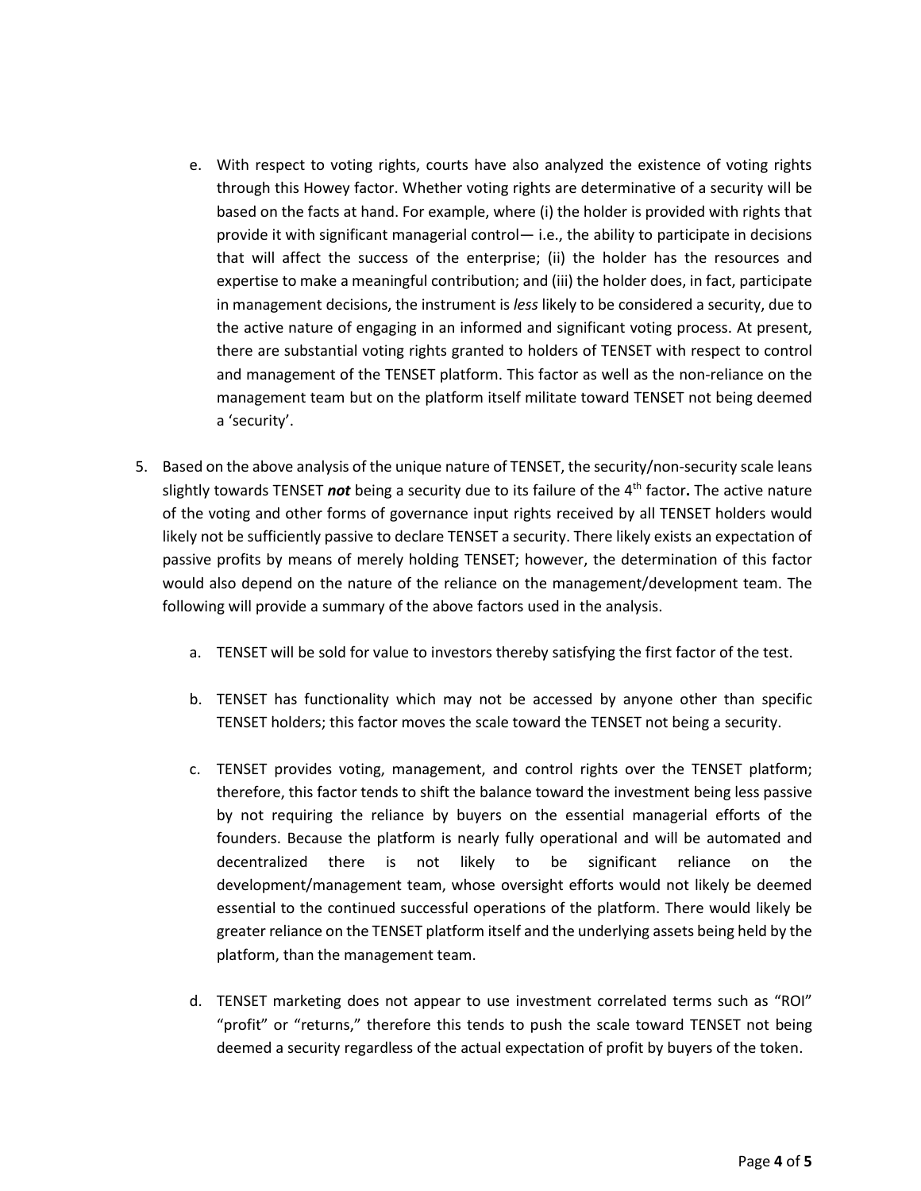e. With respect to voting rights, courts have also analyzed the existence of voting rights through this Howey factor. Whether voting rights are determinative of a security will be based on the facts at hand. For example, where (i) the holder is provided with rights that provide it with significant managerial control— i.e., the ability to participate in decisions that will affect the success of the enterprise; (ii) the holder has the resources and expertise to make a meaningful contribution; and (iii) the holder does, in fact, participate in management decisions, the instrument is *less* likely to be considered a security, due to the active nature of engaging in an informed and significant voting process. At present, there are substantial voting rights granted to holders of TENSET with respect to control and management of the TENSET platform. This factor as well as the non-reliance on the management team but on the platform itself militate toward TENSET not being deemed a 'security'.

5. Based on the above analysis of the unique nature of TENSET, the security/non-security scale leans slightly towards TENSET ***not*** being a security due to its failure of the 4th factor**.** The active nature of the voting and other forms of governance input rights received by all TENSET holders would likely not be sufficiently passive to declare TENSET a security. There likely exists an expectation of passive profits by means of merely holding TENSET; however, the determination of this factor would also depend on the nature of the reliance on the management/development team. The following will provide a summary of the above factors used in the analysis.

    a. TENSET will be sold for value to investors thereby satisfying the first factor of the test.

    b. TENSET has functionality which may not be accessed by anyone other than specific TENSET holders; this factor moves the scale toward the TENSET not being a security.

    c. TENSET provides voting, management, and control rights over the TENSET platform; therefore, this factor tends to shift the balance toward the investment being less passive by not requiring the reliance by buyers on the essential managerial efforts of the founders. Because the platform is nearly fully operational and will be automated and decentralized there is not likely to be significant reliance on the development/management team, whose oversight efforts would not likely be deemed essential to the continued successful operations of the platform. There would likely be greater reliance on the TENSET platform itself and the underlying assets being held by the platform, than the management team.

    d. TENSET marketing does not appear to use investment correlated terms such as "ROI" "profit" or "returns," therefore this tends to push the scale toward TENSET not being deemed a security regardless of the actual expectation of profit by buyers of the token.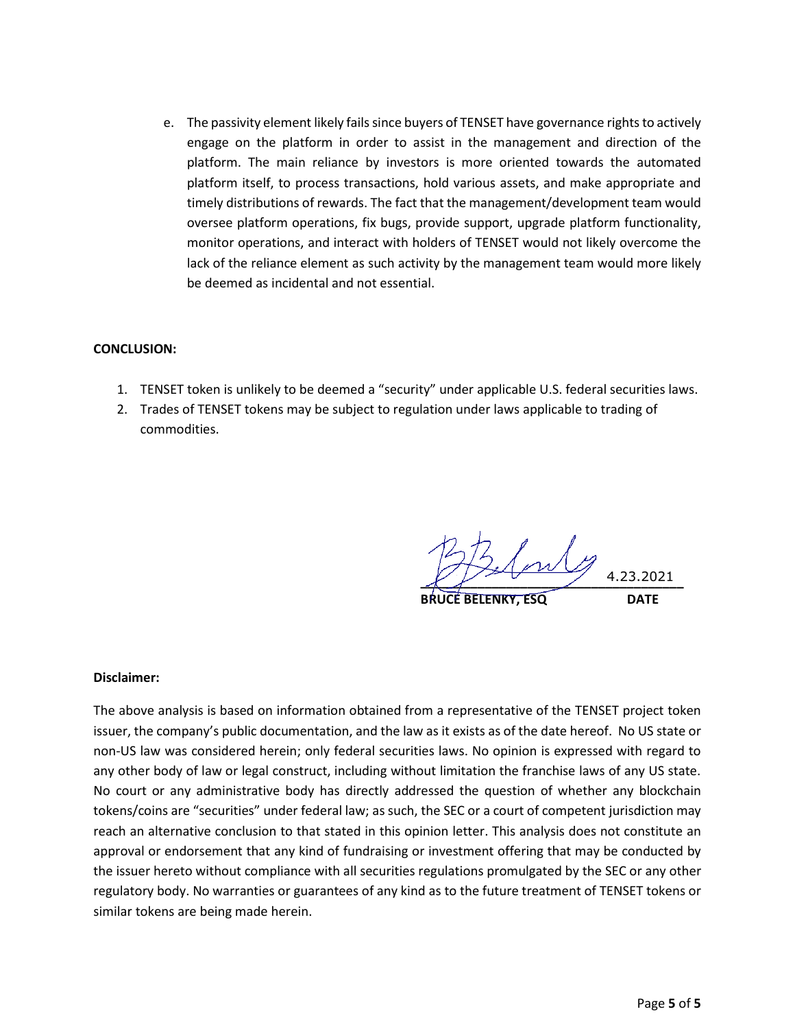e. The passivity element likely fails since buyers of TENSET have governance rights to actively engage on the platform in order to assist in the management and direction of the platform. The main reliance by investors is more oriented towards the automated platform itself, to process transactions, hold various assets, and make appropriate and timely distributions of rewards. The fact that the management/development team would oversee platform operations, fix bugs, provide support, upgrade platform functionality, monitor operations, and interact with holders of TENSET would not likely overcome the lack of the reliance element as such activity by the management team would more likely be deemed as incidental and not essential.

**CONCLUSION:**

1. TENSET token is unlikely to be deemed a "security" under applicable U.S. federal securities laws.
2. Trades of TENSET tokens may be subject to regulation under laws applicable to trading of commodities.

4.23.2021

**BRUCE BELENKY, ESQ** **DATE**

**Disclaimer:**

The above analysis is based on information obtained from a representative of the TENSET project token issuer, the company's public documentation, and the law as it exists as of the date hereof. No US state or non-US law was considered herein; only federal securities laws. No opinion is expressed with regard to any other body of law or legal construct, including without limitation the franchise laws of any US state. No court or any administrative body has directly addressed the question of whether any blockchain tokens/coins are "securities" under federal law; as such, the SEC or a court of competent jurisdiction may reach an alternative conclusion to that stated in this opinion letter. This analysis does not constitute an approval or endorsement that any kind of fundraising or investment offering that may be conducted by the issuer hereto without compliance with all securities regulations promulgated by the SEC or any other regulatory body. No warranties or guarantees of any kind as to the future treatment of TENSET tokens or similar tokens are being made herein.